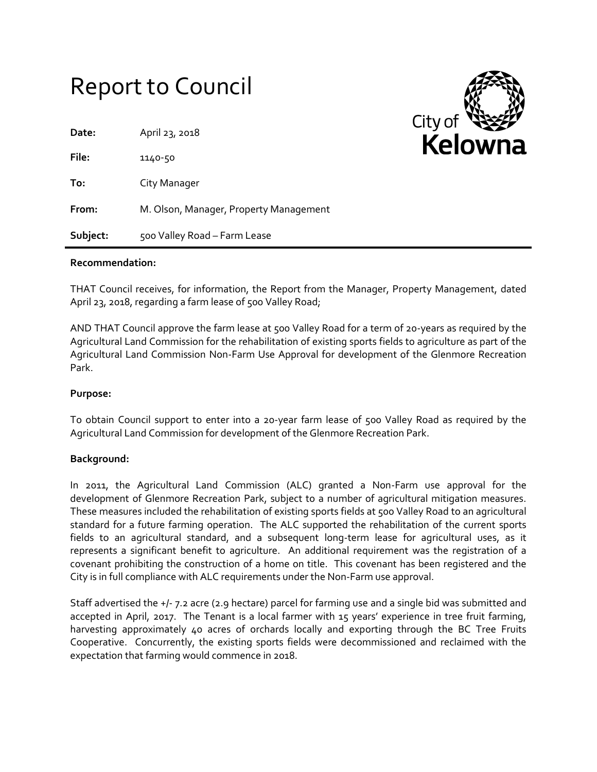# Report to Council

**Date:** April 23, 2018

**File:** 1140-50

**To:** City Manager

**From:** M. Olson, Manager, Property Management

**Subject:** 500 Valley Road – Farm Lease

---

**Recommendation:**

THAT Council receives, for information, the Report from the Manager, Property Management, dated April 23, 2018, regarding a farm lease of 500 Valley Road;

AND THAT Council approve the farm lease at 500 Valley Road for a term of 20-years as required by the Agricultural Land Commission for the rehabilitation of existing sports fields to agriculture as part of the Agricultural Land Commission Non-Farm Use Approval for development of the Glenmore Recreation Park.

**Purpose:**

To obtain Council support to enter into a 20-year farm lease of 500 Valley Road as required by the Agricultural Land Commission for development of the Glenmore Recreation Park.

**Background:**

In 2011, the Agricultural Land Commission (ALC) granted a Non-Farm use approval for the development of Glenmore Recreation Park, subject to a number of agricultural mitigation measures. These measures included the rehabilitation of existing sports fields at 500 Valley Road to an agricultural standard for a future farming operation. The ALC supported the rehabilitation of the current sports fields to an agricultural standard, and a subsequent long-term lease for agricultural uses, as it represents a significant benefit to agriculture. An additional requirement was the registration of a covenant prohibiting the construction of a home on title. This covenant has been registered and the City is in full compliance with ALC requirements under the Non-Farm use approval.

Staff advertised the +/- 7.2 acre (2.9 hectare) parcel for farming use and a single bid was submitted and accepted in April, 2017. The Tenant is a local farmer with 15 years' experience in tree fruit farming, harvesting approximately 40 acres of orchards locally and exporting through the BC Tree Fruits Cooperative. Concurrently, the existing sports fields were decommissioned and reclaimed with the expectation that farming would commence in 2018.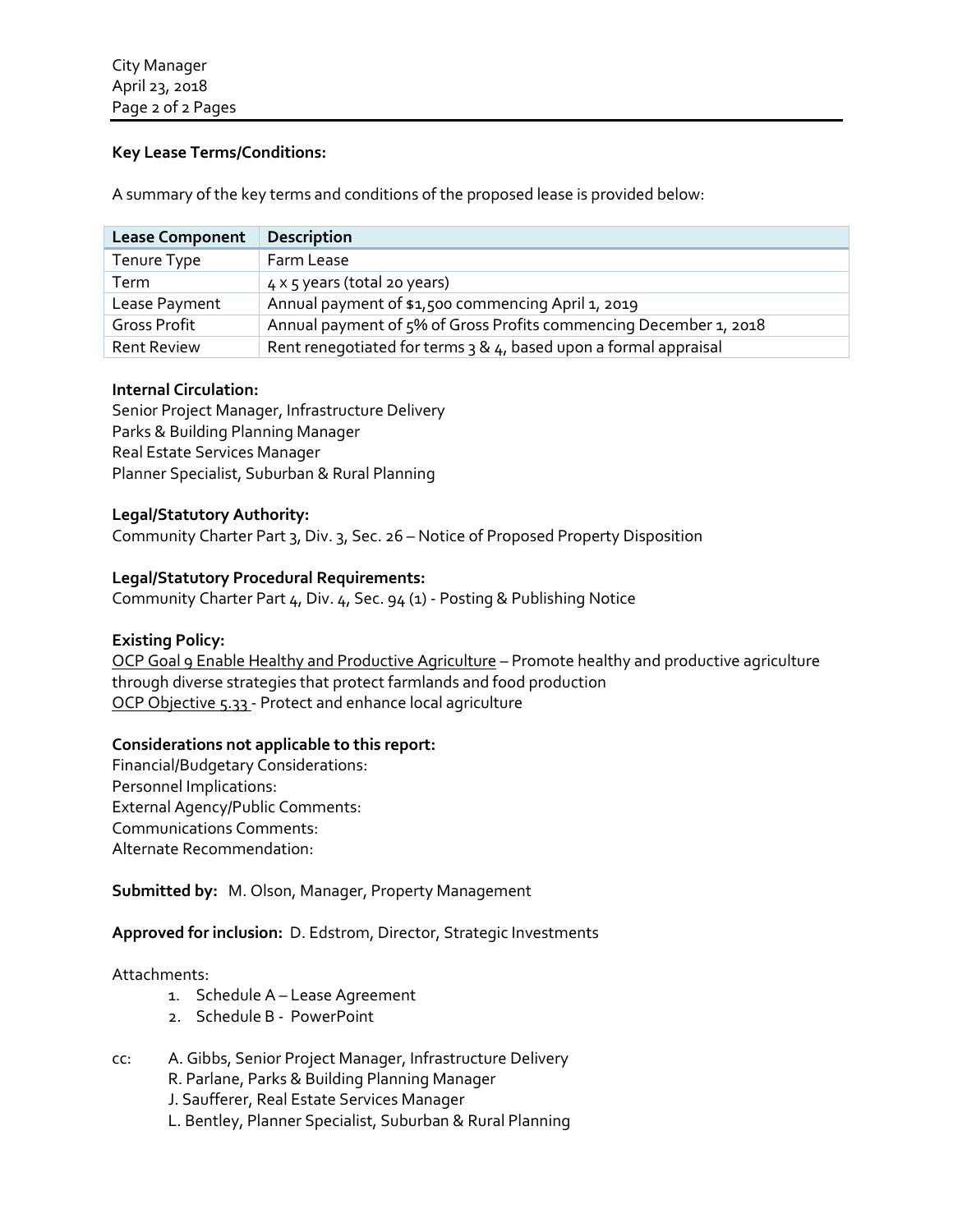**Key Lease Terms/Conditions:**

A summary of the key terms and conditions of the proposed lease is provided below:

| Lease Component | Description |
|---|---|
| Tenure Type | Farm Lease |
| Term | 4 x 5 years (total 20 years) |
| Lease Payment | Annual payment of $1,500 commencing April 1, 2019 |
| Gross Profit | Annual payment of 5% of Gross Profits commencing December 1, 2018 |
| Rent Review | Rent renegotiated for terms 3 & 4, based upon a formal appraisal |

**Internal Circulation:**
Senior Project Manager, Infrastructure Delivery
Parks & Building Planning Manager
Real Estate Services Manager
Planner Specialist, Suburban & Rural Planning

**Legal/Statutory Authority:**
Community Charter Part 3, Div. 3, Sec. 26 – Notice of Proposed Property Disposition

**Legal/Statutory Procedural Requirements:**
Community Charter Part 4, Div. 4, Sec. 94 (1) - Posting & Publishing Notice

**Existing Policy:**
OCP Goal 9 Enable Healthy and Productive Agriculture – Promote healthy and productive agriculture through diverse strategies that protect farmlands and food production
OCP Objective 5.33 - Protect and enhance local agriculture

**Considerations not applicable to this report:**
Financial/Budgetary Considerations:
Personnel Implications:
External Agency/Public Comments:
Communications Comments:
Alternate Recommendation:

**Submitted by:** M. Olson, Manager, Property Management

**Approved for inclusion:** D. Edstrom, Director, Strategic Investments

Attachments:

1. Schedule A – Lease Agreement
2. Schedule B - PowerPoint

cc: A. Gibbs, Senior Project Manager, Infrastructure Delivery
R. Parlane, Parks & Building Planning Manager
J. Saufferer, Real Estate Services Manager
L. Bentley, Planner Specialist, Suburban & Rural Planning